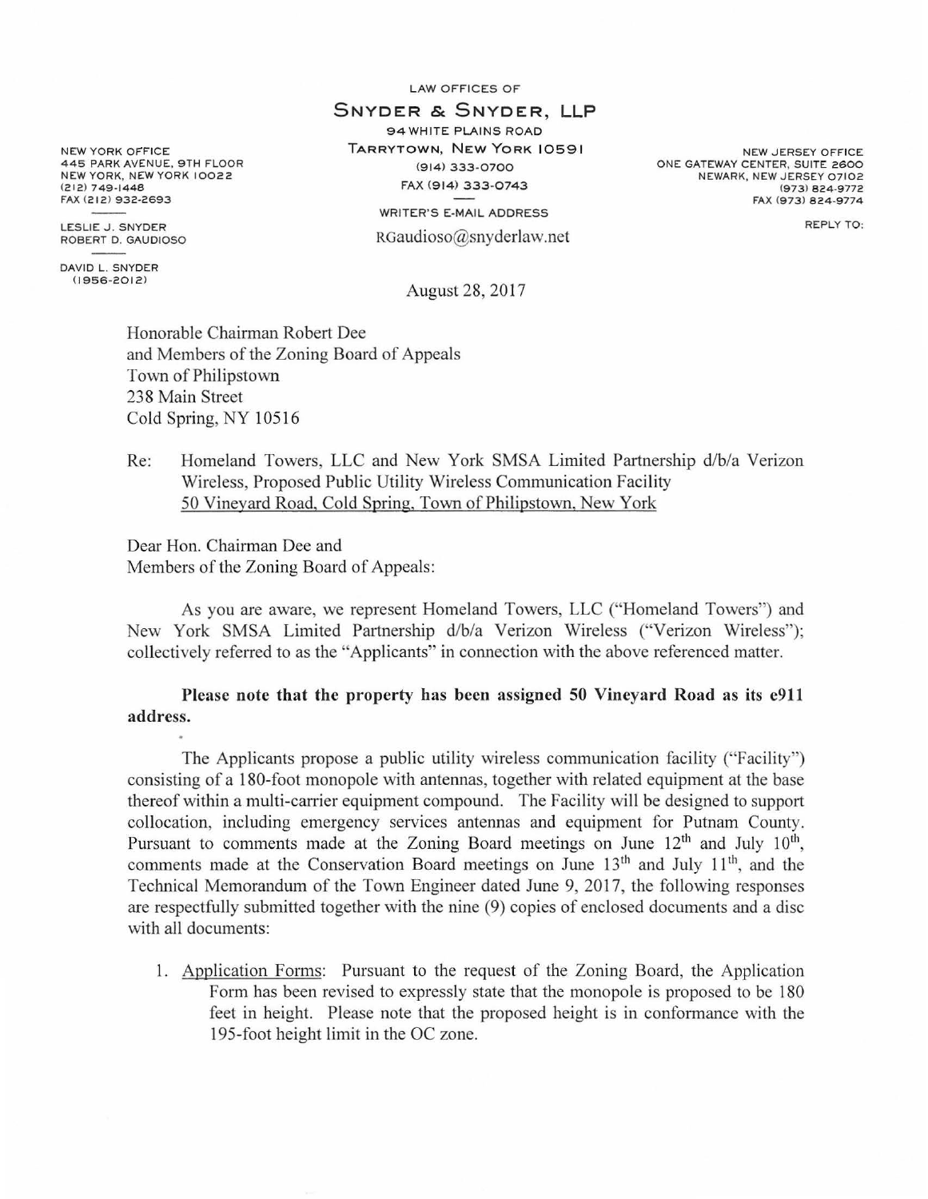LAW OFFICES OF

# SNYDER & SNYDER, LLP

94 WHITE PLAINS ROAD
TARRYTOWN, NEW YORK 10591
(914) 333-0700
FAX (914) 333-0743

WRITER'S E-MAIL ADDRESS
RGaudioso@snyderlaw.net

NEW YORK OFFICE
445 PARK AVENUE, 9TH FLOOR
NEW YORK, NEW YORK 10022
(212) 749-1448
FAX (212) 932-2693

LESLIE J. SNYDER
ROBERT D. GAUDIOSO

DAVID L. SNYDER
(1956-2012)

NEW JERSEY OFFICE
ONE GATEWAY CENTER, SUITE 2600
NEWARK, NEW JERSEY 07102
(973) 824-9772
FAX (973) 824-9774

REPLY TO:

August 28, 2017

Honorable Chairman Robert Dee
and Members of the Zoning Board of Appeals
Town of Philipstown
238 Main Street
Cold Spring, NY 10516

Re: Homeland Towers, LLC and New York SMSA Limited Partnership d/b/a Verizon Wireless, Proposed Public Utility Wireless Communication Facility
50 Vineyard Road, Cold Spring, Town of Philipstown, New York

Dear Hon. Chairman Dee and
Members of the Zoning Board of Appeals:

As you are aware, we represent Homeland Towers, LLC ("Homeland Towers") and New York SMSA Limited Partnership d/b/a Verizon Wireless ("Verizon Wireless"); collectively referred to as the "Applicants" in connection with the above referenced matter.

**Please note that the property has been assigned 50 Vineyard Road as its e911 address.**

The Applicants propose a public utility wireless communication facility ("Facility") consisting of a 180-foot monopole with antennas, together with related equipment at the base thereof within a multi-carrier equipment compound. The Facility will be designed to support collocation, including emergency services antennas and equipment for Putnam County. Pursuant to comments made at the Zoning Board meetings on June 12th and July 10th, comments made at the Conservation Board meetings on June 13th and July 11th, and the Technical Memorandum of the Town Engineer dated June 9, 2017, the following responses are respectfully submitted together with the nine (9) copies of enclosed documents and a disc with all documents:

1. Application Forms: Pursuant to the request of the Zoning Board, the Application Form has been revised to expressly state that the monopole is proposed to be 180 feet in height. Please note that the proposed height is in conformance with the 195-foot height limit in the OC zone.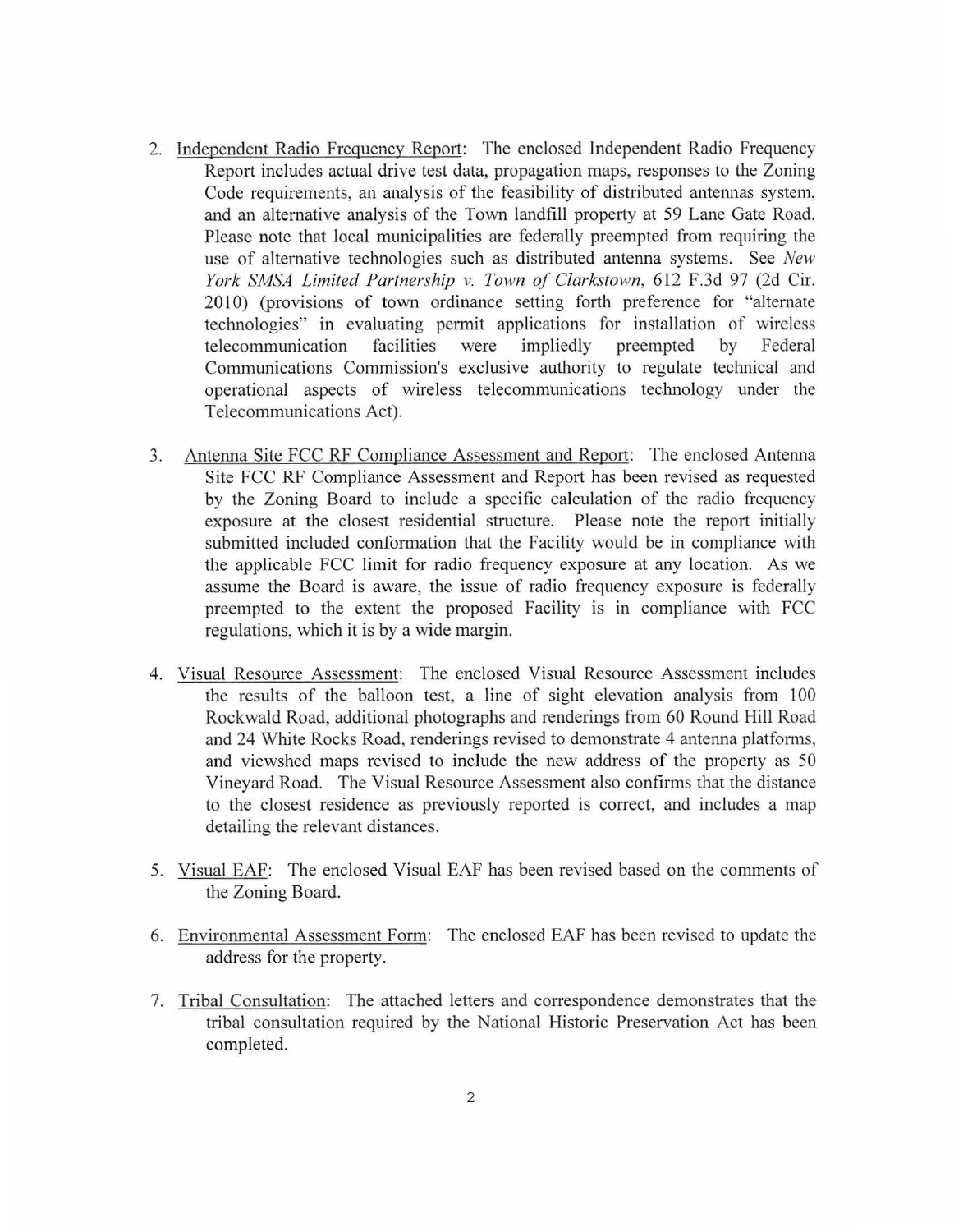2. Independent Radio Frequency Report: The enclosed Independent Radio Frequency Report includes actual drive test data, propagation maps, responses to the Zoning Code requirements, an analysis of the feasibility of distributed antennas system, and an alternative analysis of the Town landfill property at 59 Lane Gate Road. Please note that local municipalities are federally preempted from requiring the use of alternative technologies such as distributed antenna systems. See *New York SMSA Limited Partnership v. Town of Clarkstown*, 612 F.3d 97 (2d Cir. 2010) (provisions of town ordinance setting forth preference for "alternate technologies" in evaluating permit applications for installation of wireless telecommunication facilities were impliedly preempted by Federal Communications Commission's exclusive authority to regulate technical and operational aspects of wireless telecommunications technology under the Telecommunications Act).

3. Antenna Site FCC RF Compliance Assessment and Report: The enclosed Antenna Site FCC RF Compliance Assessment and Report has been revised as requested by the Zoning Board to include a specific calculation of the radio frequency exposure at the closest residential structure. Please note the report initially submitted included conformation that the Facility would be in compliance with the applicable FCC limit for radio frequency exposure at any location. As we assume the Board is aware, the issue of radio frequency exposure is federally preempted to the extent the proposed Facility is in compliance with FCC regulations, which it is by a wide margin.

4. Visual Resource Assessment: The enclosed Visual Resource Assessment includes the results of the balloon test, a line of sight elevation analysis from 100 Rockwald Road, additional photographs and renderings from 60 Round Hill Road and 24 White Rocks Road, renderings revised to demonstrate 4 antenna platforms, and viewshed maps revised to include the new address of the property as 50 Vineyard Road. The Visual Resource Assessment also confirms that the distance to the closest residence as previously reported is correct, and includes a map detailing the relevant distances.

5. Visual EAF: The enclosed Visual EAF has been revised based on the comments of the Zoning Board.

6. Environmental Assessment Form: The enclosed EAF has been revised to update the address for the property.

7. Tribal Consultation: The attached letters and correspondence demonstrates that the tribal consultation required by the National Historic Preservation Act has been completed.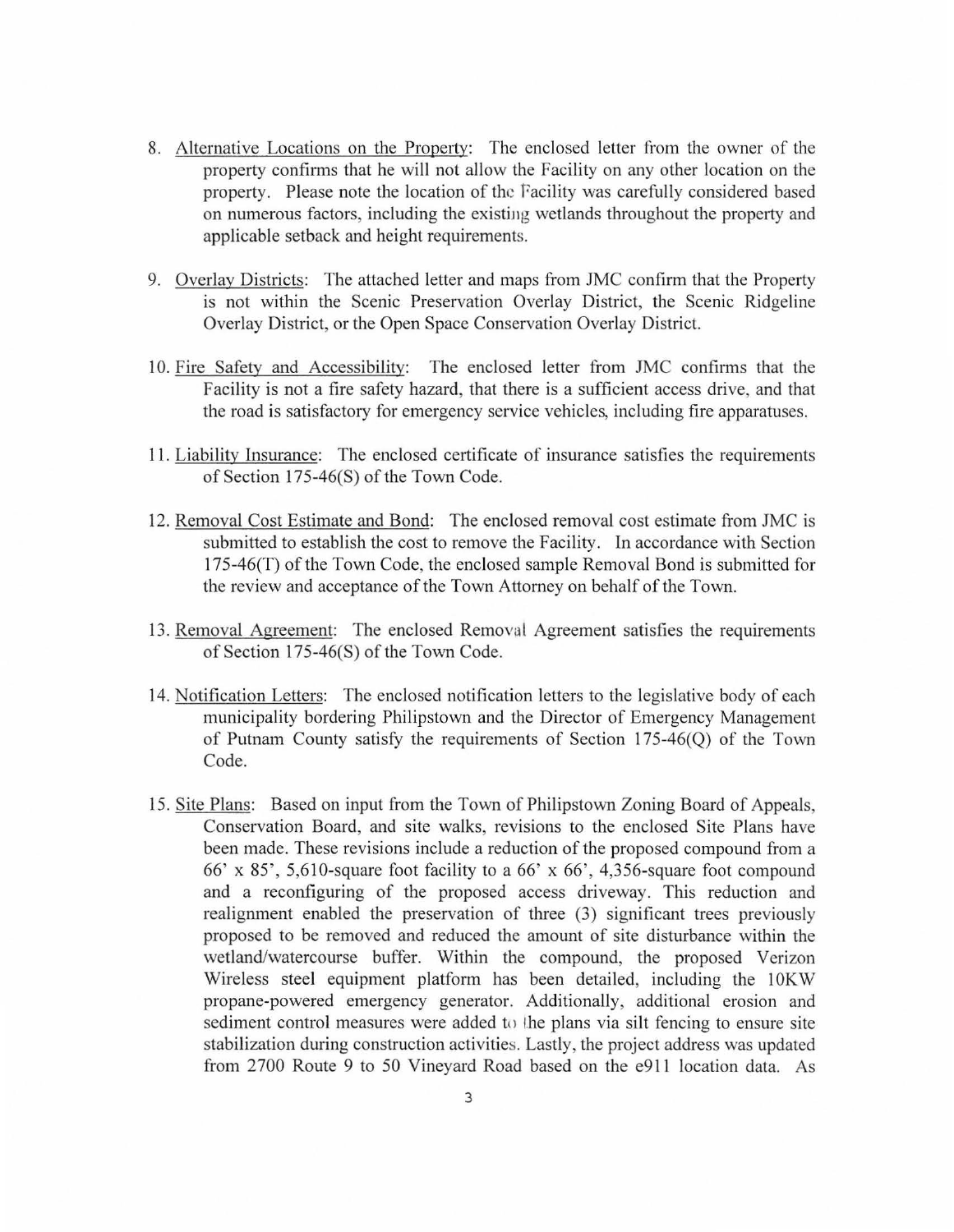8. Alternative Locations on the Property: The enclosed letter from the owner of the property confirms that he will not allow the Facility on any other location on the property. Please note the location of the Facility was carefully considered based on numerous factors, including the existing wetlands throughout the property and applicable setback and height requirements.

9. Overlay Districts: The attached letter and maps from JMC confirm that the Property is not within the Scenic Preservation Overlay District, the Scenic Ridgeline Overlay District, or the Open Space Conservation Overlay District.

10. Fire Safety and Accessibility: The enclosed letter from JMC confirms that the Facility is not a fire safety hazard, that there is a sufficient access drive, and that the road is satisfactory for emergency service vehicles, including fire apparatuses.

11. Liability Insurance: The enclosed certificate of insurance satisfies the requirements of Section 175-46(S) of the Town Code.

12. Removal Cost Estimate and Bond: The enclosed removal cost estimate from JMC is submitted to establish the cost to remove the Facility. In accordance with Section 175-46(T) of the Town Code, the enclosed sample Removal Bond is submitted for the review and acceptance of the Town Attorney on behalf of the Town.

13. Removal Agreement: The enclosed Removal Agreement satisfies the requirements of Section 175-46(S) of the Town Code.

14. Notification Letters: The enclosed notification letters to the legislative body of each municipality bordering Philipstown and the Director of Emergency Management of Putnam County satisfy the requirements of Section 175-46(Q) of the Town Code.

15. Site Plans: Based on input from the Town of Philipstown Zoning Board of Appeals, Conservation Board, and site walks, revisions to the enclosed Site Plans have been made. These revisions include a reduction of the proposed compound from a 66' x 85', 5,610-square foot facility to a 66' x 66', 4,356-square foot compound and a reconfiguring of the proposed access driveway. This reduction and realignment enabled the preservation of three (3) significant trees previously proposed to be removed and reduced the amount of site disturbance within the wetland/watercourse buffer. Within the compound, the proposed Verizon Wireless steel equipment platform has been detailed, including the 10KW propane-powered emergency generator. Additionally, additional erosion and sediment control measures were added to the plans via silt fencing to ensure site stabilization during construction activities. Lastly, the project address was updated from 2700 Route 9 to 50 Vineyard Road based on the e911 location data. As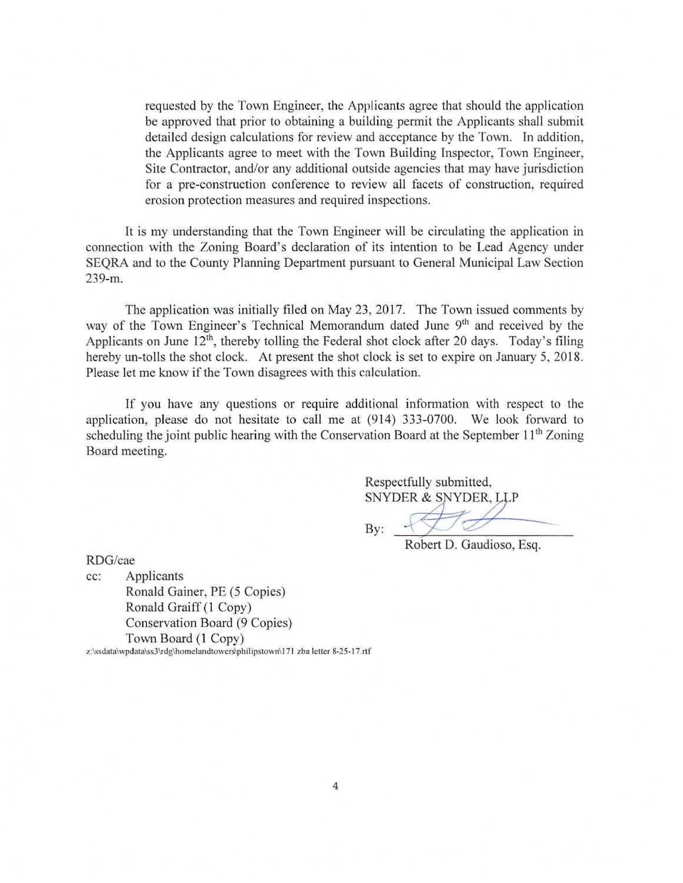requested by the Town Engineer, the Applicants agree that should the application be approved that prior to obtaining a building permit the Applicants shall submit detailed design calculations for review and acceptance by the Town. In addition, the Applicants agree to meet with the Town Building Inspector, Town Engineer, Site Contractor, and/or any additional outside agencies that may have jurisdiction for a pre-construction conference to review all facets of construction, required erosion protection measures and required inspections.

It is my understanding that the Town Engineer will be circulating the application in connection with the Zoning Board's declaration of its intention to be Lead Agency under SEQRA and to the County Planning Department pursuant to General Municipal Law Section 239-m.

The application was initially filed on May 23, 2017. The Town issued comments by way of the Town Engineer's Technical Memorandum dated June 9th and received by the Applicants on June 12th, thereby tolling the Federal shot clock after 20 days. Today's filing hereby un-tolls the shot clock. At present the shot clock is set to expire on January 5, 2018. Please let me know if the Town disagrees with this calculation.

If you have any questions or require additional information with respect to the application, please do not hesitate to call me at (914) 333-0700. We look forward to scheduling the joint public hearing with the Conservation Board at the September 11th Zoning Board meeting.

Respectfully submitted,
SNYDER & SNYDER, LLP

By: ______________________
Robert D. Gaudioso, Esq.

RDG/cae

cc: Applicants
Ronald Gainer, PE (5 Copies)
Ronald Graiff (1 Copy)
Conservation Board (9 Copies)
Town Board (1 Copy)

z:\ssdata\wpdata\ss3\rdg\homelandtowers\philipstown\171 zba letter 8-25-17.rtf